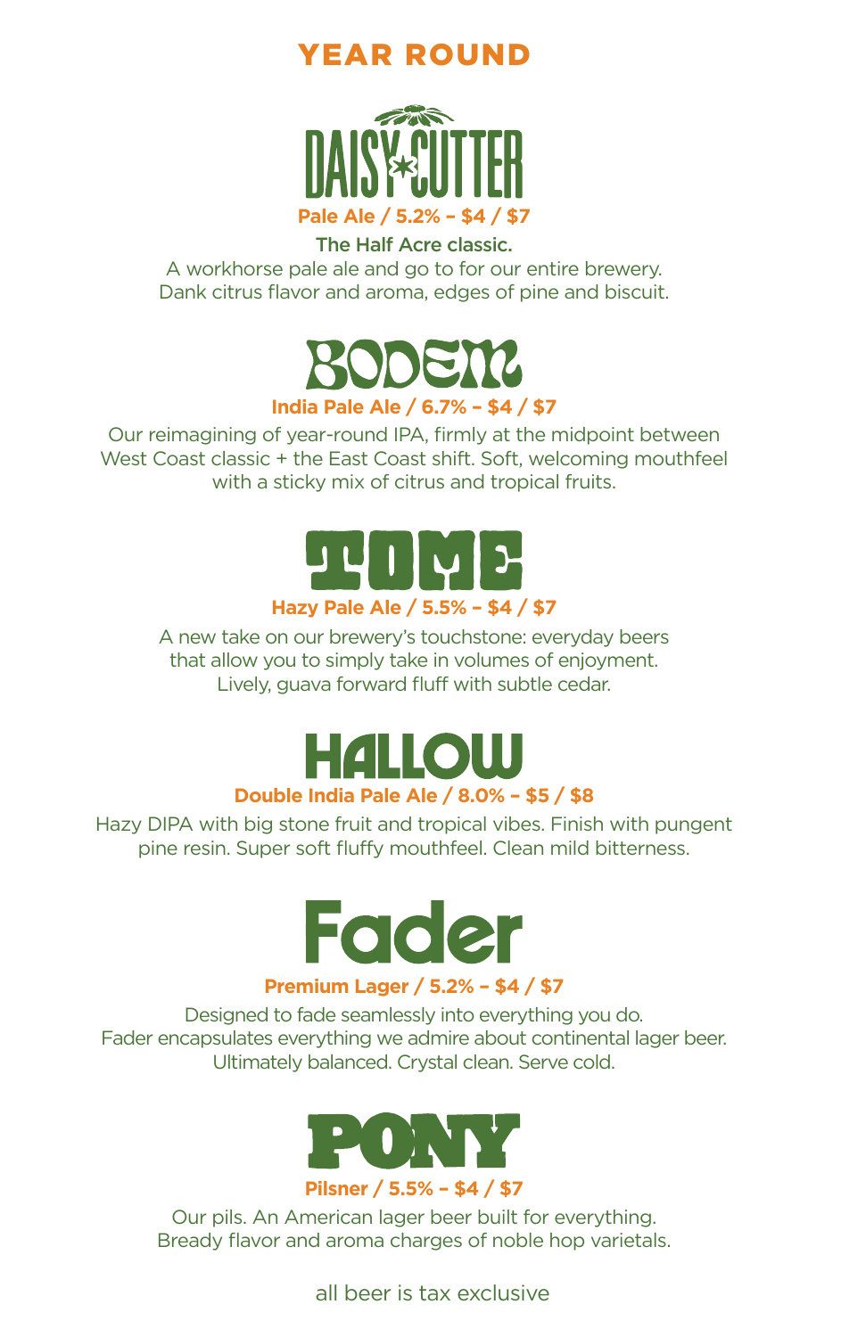# YEAR ROUND

## DAISY CUTTER

**Pale Ale / 5.2% – $4 / $7**

**The Half Acre classic.**
A workhorse pale ale and go to for our entire brewery.
Dank citrus flavor and aroma, edges of pine and biscuit.

## BODEM

**India Pale Ale / 6.7% – $4 / $7**

Our reimagining of year-round IPA, firmly at the midpoint between West Coast classic + the East Coast shift. Soft, welcoming mouthfeel with a sticky mix of citrus and tropical fruits.

## TOME

**Hazy Pale Ale / 5.5% – $4 / $7**

A new take on our brewery's touchstone: everyday beers that allow you to simply take in volumes of enjoyment. Lively, guava forward fluff with subtle cedar.

## HALLOW

**Double India Pale Ale / 8.0% – $5 / $8**

Hazy DIPA with big stone fruit and tropical vibes. Finish with pungent pine resin. Super soft fluffy mouthfeel. Clean mild bitterness.

## Fader

**Premium Lager / 5.2% – $4 / $7**

Designed to fade seamlessly into everything you do.
Fader encapsulates everything we admire about continental lager beer.
Ultimately balanced. Crystal clean. Serve cold.

## PONY

**Pilsner / 5.5% – $4 / $7**

Our pils. An American lager beer built for everything.
Bready flavor and aroma charges of noble hop varietals.

all beer is tax exclusive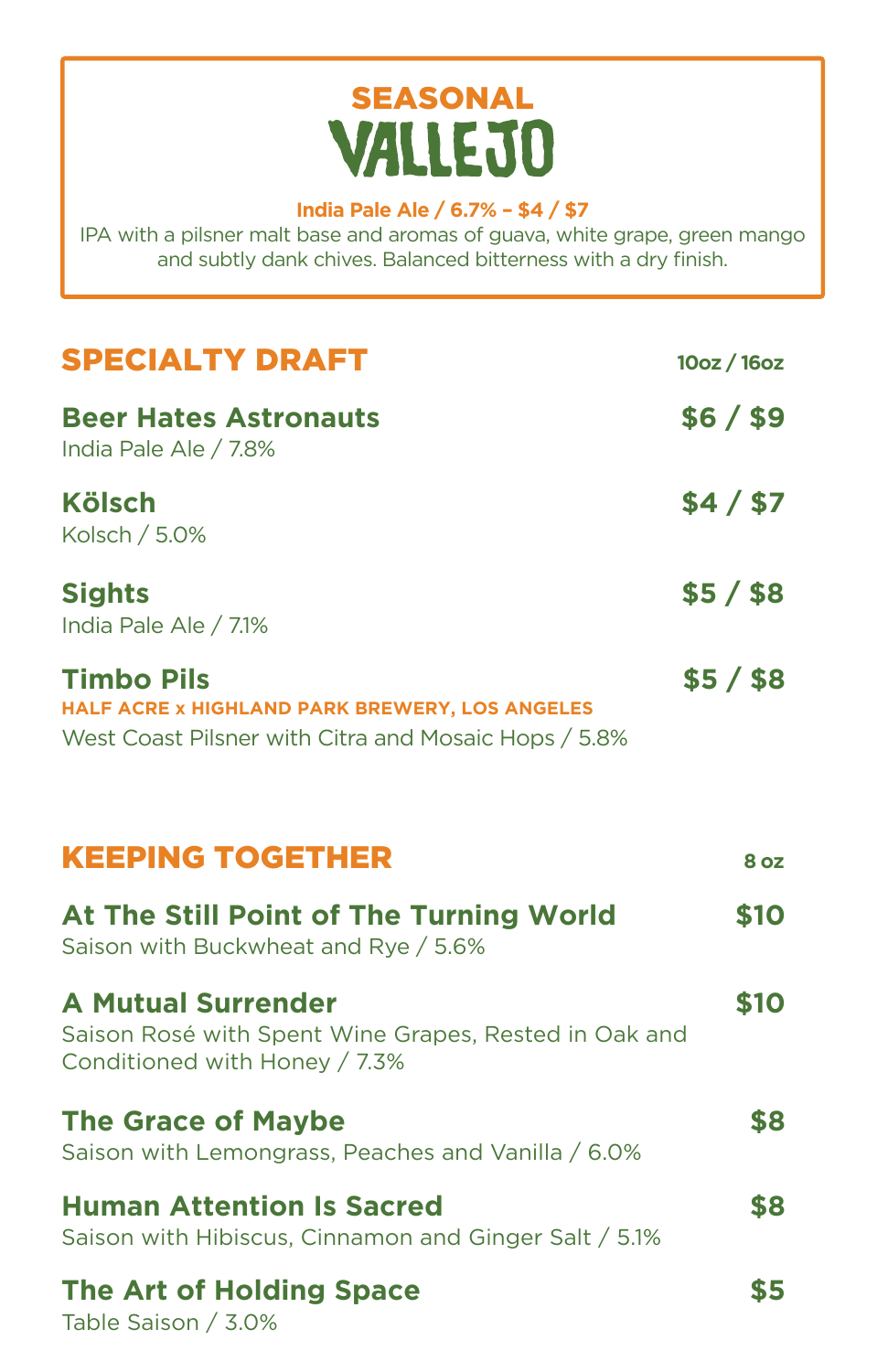## SEASONAL

# VALLEJO

**India Pale Ale / 6.7% – $4 / $7**

IPA with a pilsner malt base and aromas of guava, white grape, green mango and subtly dank chives. Balanced bitterness with a dry finish.

## SPECIALTY DRAFT

**10oz / 16oz**

**Beer Hates Astronauts** — **$6 / $9**
India Pale Ale / 7.8%

**Kölsch** — **$4 / $7**
Kolsch / 5.0%

**Sights** — **$5 / $8**
India Pale Ale / 7.1%

**Timbo Pils** — **$5 / $8**
HALF ACRE x HIGHLAND PARK BREWERY, LOS ANGELES
West Coast Pilsner with Citra and Mosaic Hops / 5.8%

## KEEPING TOGETHER

**8 oz**

**At The Still Point of The Turning World** — **$10**
Saison with Buckwheat and Rye / 5.6%

**A Mutual Surrender** — **$10**
Saison Rosé with Spent Wine Grapes, Rested in Oak and Conditioned with Honey / 7.3%

**The Grace of Maybe** — **$8**
Saison with Lemongrass, Peaches and Vanilla / 6.0%

**Human Attention Is Sacred** — **$8**
Saison with Hibiscus, Cinnamon and Ginger Salt / 5.1%

**The Art of Holding Space** — **$5**
Table Saison / 3.0%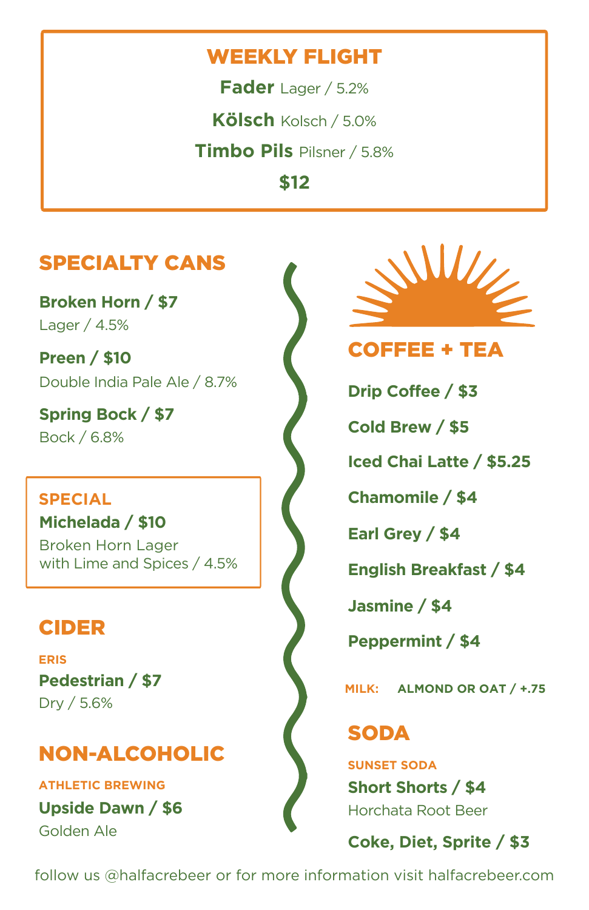## WEEKLY FLIGHT

**Fader** Lager / 5.2%

**Kölsch** Kolsch / 5.0%

**Timbo Pils** Pilsner / 5.8%

**$12**

## SPECIALTY CANS

**Broken Horn / $7**
Lager / 4.5%

**Preen / $10**
Double India Pale Ale / 8.7%

**Spring Bock / $7**
Bock / 6.8%

### SPECIAL

**Michelada / $10**
Broken Horn Lager
with Lime and Spices / 4.5%

## CIDER

ERIS

**Pedestrian / $7**
Dry / 5.6%

## NON-ALCOHOLIC

ATHLETIC BREWING

**Upside Dawn / $6**
Golden Ale

## COFFEE + TEA

**Drip Coffee / $3**

**Cold Brew / $5**

**Iced Chai Latte / $5.25**

**Chamomile / $4**

**Earl Grey / $4**

**English Breakfast / $4**

**Jasmine / $4**

**Peppermint / $4**

MILK: ALMOND OR OAT / +.75

## SODA

SUNSET SODA

**Short Shorts / $4**
Horchata Root Beer

**Coke, Diet, Sprite / $3**

follow us @halfacrebeer or for more information visit halfacrebeer.com